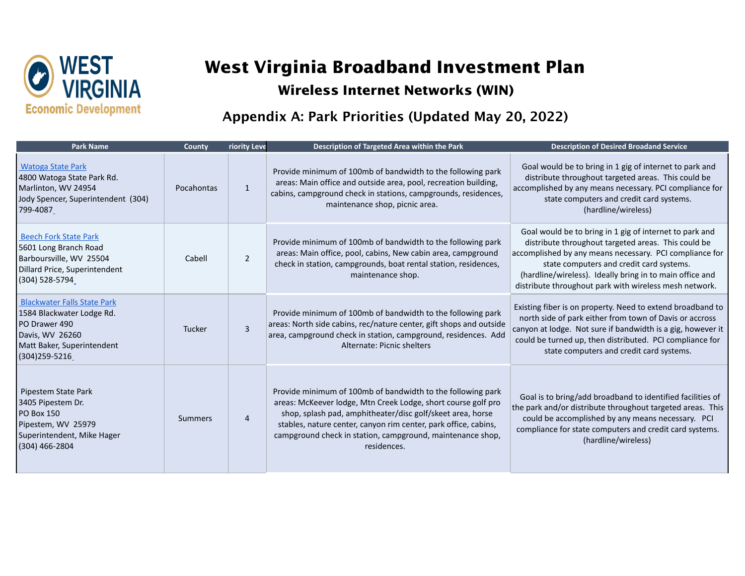# West Virginia Broadband Investment Plan

## Wireless Internet Networks (WIN)

## Appendix A: Park Priorities (Updated May 20, 2022)

| Park Name | County | riority Leve | Description of Targeted Area within the Park | Description of Desired Broadand Service |
|---|---|---|---|---|
| Watoga State Park<br>4800 Watoga State Park Rd.<br>Marlinton, WV 24954<br>Jody Spencer, Superintendent (304) 799-4087 | Pocahontas | 1 | Provide minimum of 100mb of bandwidth to the following park areas: Main office and outside area, pool, recreation building, cabins, campground check in stations, campgrounds, residences, maintenance shop, picnic area. | Goal would be to bring in 1 gig of internet to park and distribute throughout targeted areas. This could be accomplished by any means necessary. PCI compliance for state computers and credit card systems. (hardline/wireless) |
| Beech Fork State Park<br>5601 Long Branch Road<br>Barboursville, WV 25504<br>Dillard Price, Superintendent<br>(304) 528-5794 | Cabell | 2 | Provide minimum of 100mb of bandwidth to the following park areas: Main office, pool, cabins, New cabin area, campground check in station, campgrounds, boat rental station, residences, maintenance shop. | Goal would be to bring in 1 gig of internet to park and distribute throughout targeted areas. This could be accomplished by any means necessary. PCI compliance for state computers and credit card systems. (hardline/wireless). Ideally bring in to main office and distribute throughout park with wireless mesh network. |
| Blackwater Falls State Park<br>1584 Blackwater Lodge Rd.<br>PO Drawer 490<br>Davis, WV 26260<br>Matt Baker, Superintendent<br>(304)259-5216 | Tucker | 3 | Provide minimum of 100mb of bandwidth to the following park areas: North side cabins, rec/nature center, gift shops and outside area, campground check in station, campground, residences. Add Alternate: Picnic shelters | Existing fiber is on property. Need to extend broadband to north side of park either from town of Davis or accross canyon at lodge. Not sure if bandwidth is a gig, however it could be turned up, then distributed. PCI compliance for state computers and credit card systems. |
| Pipestem State Park<br>3405 Pipestem Dr.<br>PO Box 150<br>Pipestem, WV 25979<br>Superintendent, Mike Hager<br>(304) 466-2804 | Summers | 4 | Provide minimum of 100mb of bandwidth to the following park areas: McKeever lodge, Mtn Creek Lodge, short course golf pro shop, splash pad, amphitheater/disc golf/skeet area, horse stables, nature center, canyon rim center, park office, cabins, campground check in station, campground, maintenance shop, residences. | Goal is to bring/add broadband to identified facilities of the park and/or distribute throughout targeted areas. This could be accomplished by any means necessary. PCI compliance for state computers and credit card systems. (hardline/wireless) |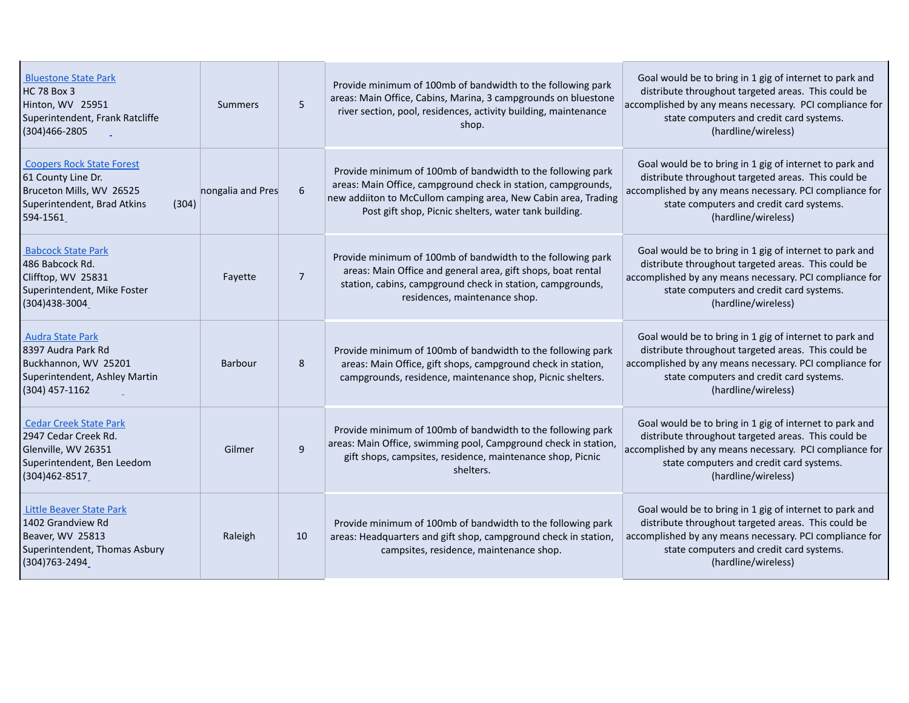| | | | | |
|---|---|---|---|---|
| Bluestone State Park<br>HC 78 Box 3<br>Hinton, WV 25951<br>Superintendent, Frank Ratcliffe<br>(304)466-2805 | Summers | 5 | Provide minimum of 100mb of bandwidth to the following park areas: Main Office, Cabins, Marina, 3 campgrounds on bluestone river section, pool, residences, activity building, maintenance shop. | Goal would be to bring in 1 gig of internet to park and distribute throughout targeted areas. This could be accomplished by any means necessary. PCI compliance for state computers and credit card systems. (hardline/wireless) |
| Coopers Rock State Forest<br>61 County Line Dr.<br>Bruceton Mills, WV 26525<br>Superintendent, Brad Atkins (304) 594-1561 | nongalia and Pres | 6 | Provide minimum of 100mb of bandwidth to the following park areas: Main Office, campground check in station, campgrounds, new addiiton to McCullom camping area, New Cabin area, Trading Post gift shop, Picnic shelters, water tank building. | Goal would be to bring in 1 gig of internet to park and distribute throughout targeted areas. This could be accomplished by any means necessary. PCI compliance for state computers and credit card systems. (hardline/wireless) |
| Babcock State Park<br>486 Babcock Rd.<br>Clifftop, WV 25831<br>Superintendent, Mike Foster<br>(304)438-3004 | Fayette | 7 | Provide minimum of 100mb of bandwidth to the following park areas: Main Office and general area, gift shops, boat rental station, cabins, campground check in station, campgrounds, residences, maintenance shop. | Goal would be to bring in 1 gig of internet to park and distribute throughout targeted areas. This could be accomplished by any means necessary. PCI compliance for state computers and credit card systems. (hardline/wireless) |
| Audra State Park<br>8397 Audra Park Rd<br>Buckhannon, WV 25201<br>Superintendent, Ashley Martin<br>(304) 457-1162 | Barbour | 8 | Provide minimum of 100mb of bandwidth to the following park areas: Main Office, gift shops, campground check in station, campgrounds, residence, maintenance shop, Picnic shelters. | Goal would be to bring in 1 gig of internet to park and distribute throughout targeted areas. This could be accomplished by any means necessary. PCI compliance for state computers and credit card systems. (hardline/wireless) |
| Cedar Creek State Park<br>2947 Cedar Creek Rd.<br>Glenville, WV 26351<br>Superintendent, Ben Leedom<br>(304)462-8517 | Gilmer | 9 | Provide minimum of 100mb of bandwidth to the following park areas: Main Office, swimming pool, Campground check in station, gift shops, campsites, residence, maintenance shop, Picnic shelters. | Goal would be to bring in 1 gig of internet to park and distribute throughout targeted areas. This could be accomplished by any means necessary. PCI compliance for state computers and credit card systems. (hardline/wireless) |
| Little Beaver State Park<br>1402 Grandview Rd<br>Beaver, WV 25813<br>Superintendent, Thomas Asbury<br>(304)763-2494 | Raleigh | 10 | Provide minimum of 100mb of bandwidth to the following park areas: Headquarters and gift shop, campground check in station, campsites, residence, maintenance shop. | Goal would be to bring in 1 gig of internet to park and distribute throughout targeted areas. This could be accomplished by any means necessary. PCI compliance for state computers and credit card systems. (hardline/wireless) |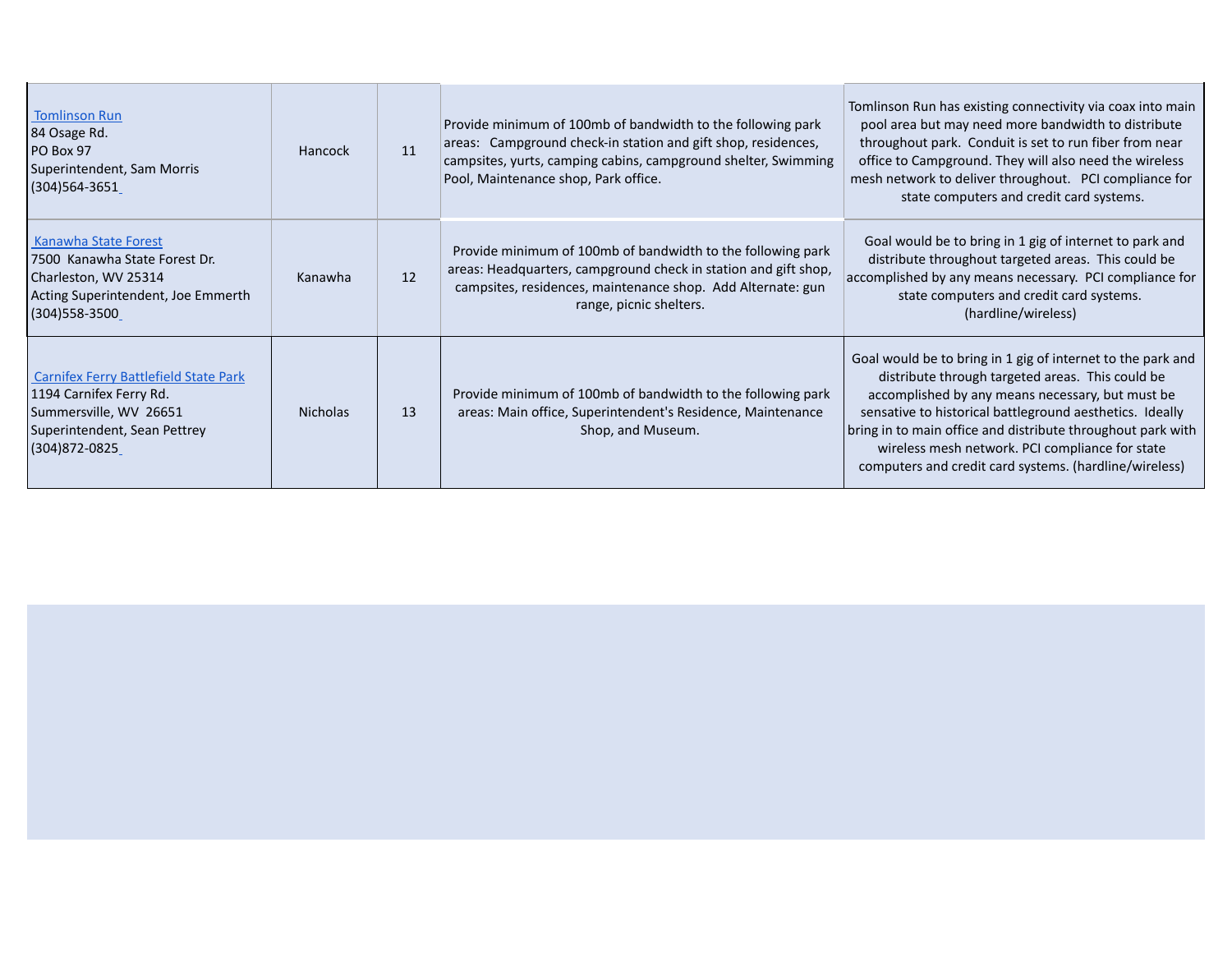| | | | | |
|---|---|---|---|---|
| Tomlinson Run<br>84 Osage Rd.<br>PO Box 97<br>Superintendent, Sam Morris<br>(304)564-3651 | Hancock | 11 | Provide minimum of 100mb of bandwidth to the following park areas: Campground check-in station and gift shop, residences, campsites, yurts, camping cabins, campground shelter, Swimming Pool, Maintenance shop, Park office. | Tomlinson Run has existing connectivity via coax into main pool area but may need more bandwidth to distribute throughout park. Conduit is set to run fiber from near office to Campground. They will also need the wireless mesh network to deliver throughout. PCI compliance for state computers and credit card systems. |
| Kanawha State Forest<br>7500 Kanawha State Forest Dr.<br>Charleston, WV 25314<br>Acting Superintendent, Joe Emmerth<br>(304)558-3500 | Kanawha | 12 | Provide minimum of 100mb of bandwidth to the following park areas: Headquarters, campground check in station and gift shop, campsites, residences, maintenance shop. Add Alternate: gun range, picnic shelters. | Goal would be to bring in 1 gig of internet to park and distribute throughout targeted areas. This could be accomplished by any means necessary. PCI compliance for state computers and credit card systems. (hardline/wireless) |
| Carnifex Ferry Battlefield State Park<br>1194 Carnifex Ferry Rd.<br>Summersville, WV 26651<br>Superintendent, Sean Pettrey<br>(304)872-0825 | Nicholas | 13 | Provide minimum of 100mb of bandwidth to the following park areas: Main office, Superintendent's Residence, Maintenance Shop, and Museum. | Goal would be to bring in 1 gig of internet to the park and distribute through targeted areas. This could be accomplished by any means necessary, but must be sensative to historical battleground aesthetics. Ideally bring in to main office and distribute throughout park with wireless mesh network. PCI compliance for state computers and credit card systems. (hardline/wireless) |